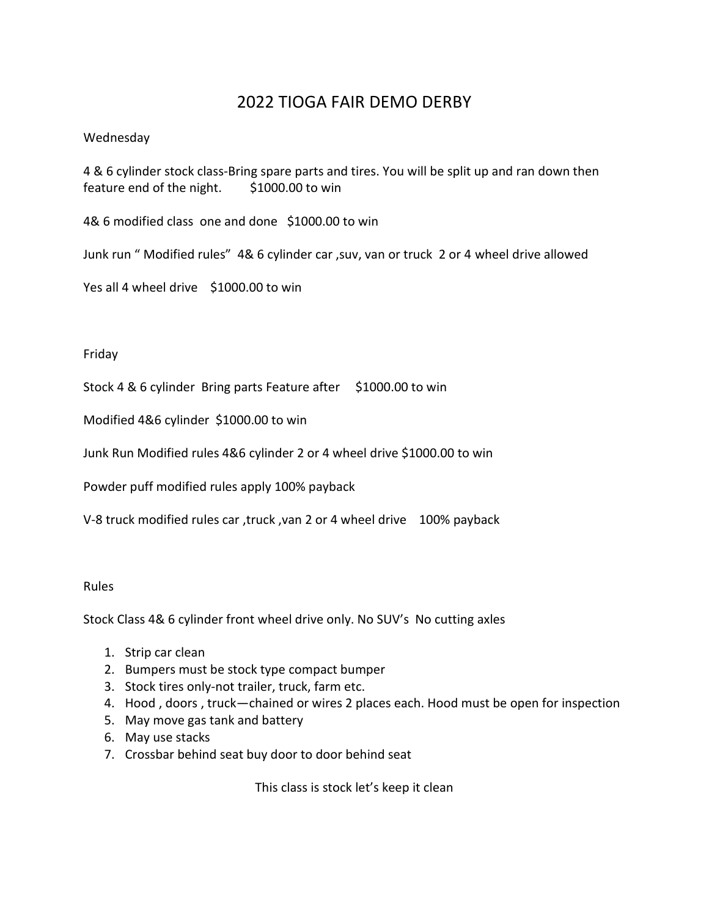# 2022 TIOGA FAIR DEMO DERBY

Wednesday

4 & 6 cylinder stock class-Bring spare parts and tires. You will be split up and ran down then feature end of the night. $1000.00 to win

4& 6 modified class one and done $1000.00 to win

Junk run " Modified rules" 4& 6 cylinder car ,suv, van or truck 2 or 4 wheel drive allowed

Yes all 4 wheel drive $1000.00 to win

Friday

Stock 4 & 6 cylinder Bring parts Feature after $1000.00 to win

Modified 4&6 cylinder $1000.00 to win

Junk Run Modified rules 4&6 cylinder 2 or 4 wheel drive $1000.00 to win

Powder puff modified rules apply 100% payback

V-8 truck modified rules car ,truck ,van 2 or 4 wheel drive 100% payback

Rules

Stock Class 4& 6 cylinder front wheel drive only. No SUV's No cutting axles

1. Strip car clean
2. Bumpers must be stock type compact bumper
3. Stock tires only-not trailer, truck, farm etc.
4. Hood , doors , truck—chained or wires 2 places each. Hood must be open for inspection
5. May move gas tank and battery
6. May use stacks
7. Crossbar behind seat buy door to door behind seat

This class is stock let's keep it clean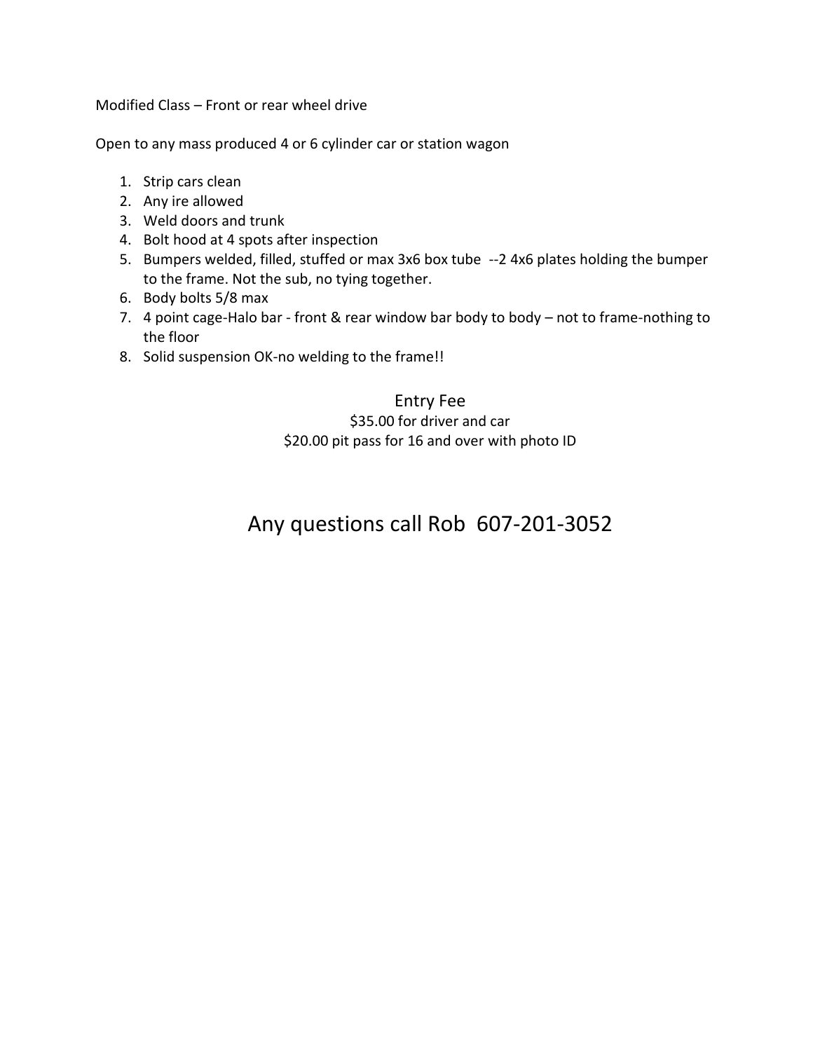Modified Class – Front or rear wheel drive

Open to any mass produced 4 or 6 cylinder car or station wagon

1. Strip cars clean
2. Any ire allowed
3. Weld doors and trunk
4. Bolt hood at 4 spots after inspection
5. Bumpers welded, filled, stuffed or max 3x6 box tube --2 4x6 plates holding the bumper to the frame. Not the sub, no tying together.
6. Body bolts 5/8 max
7. 4 point cage-Halo bar - front & rear window bar body to body – not to frame-nothing to the floor
8. Solid suspension OK-no welding to the frame!!

## Entry Fee

$35.00 for driver and car

$20.00 pit pass for 16 and over with photo ID

# Any questions call Rob 607-201-3052